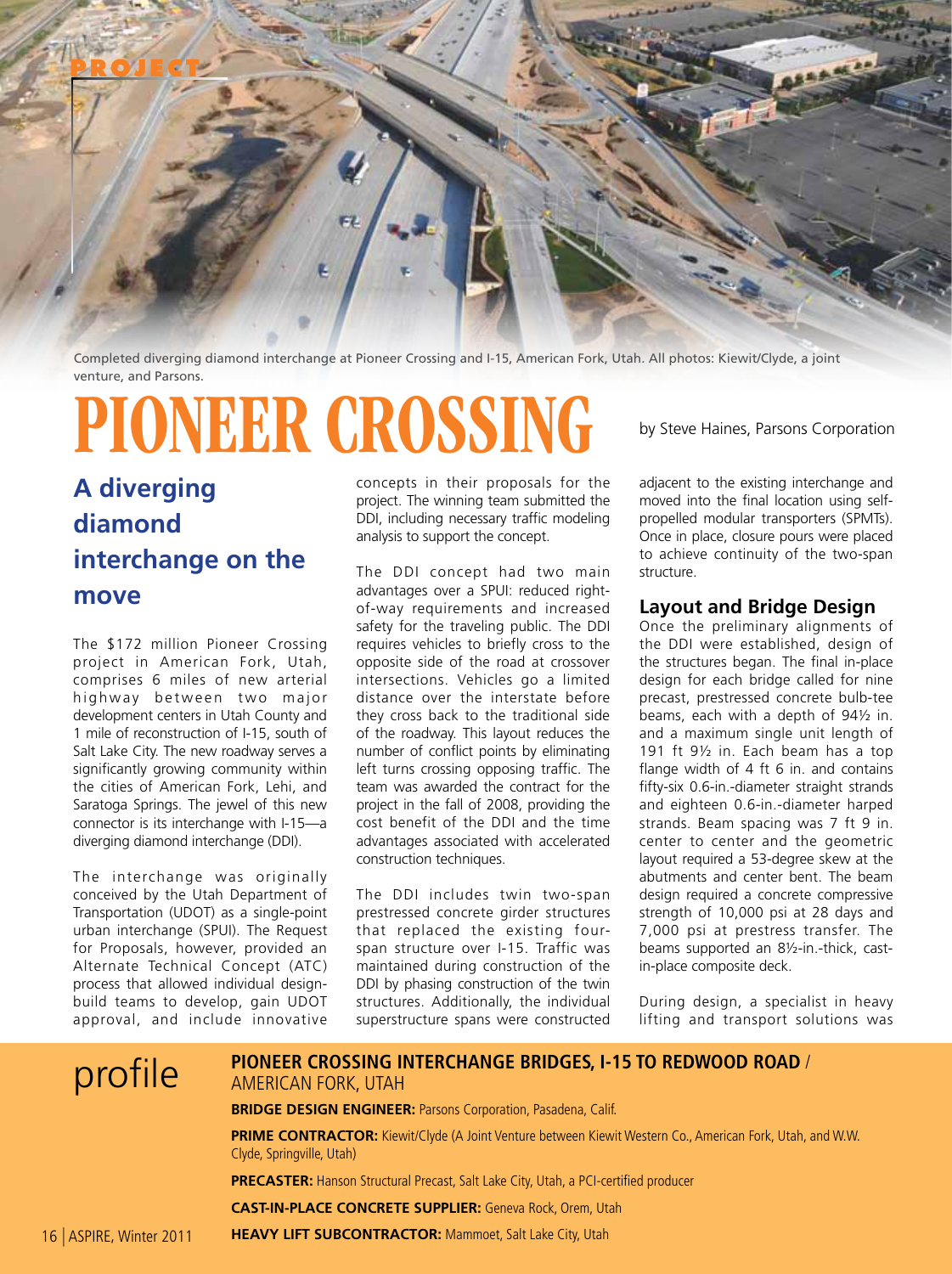PROJECT

Completed diverging diamond interchange at Pioneer Crossing and I-15, American Fork, Utah. All photos: Kiewit/Clyde, a joint venture, and Parsons.

# PIONEER CROSSING

by Steve Haines, Parsons Corporation

## A diverging diamond interchange on the move

The $172 million Pioneer Crossing project in American Fork, Utah, comprises 6 miles of new arterial highway between two major development centers in Utah County and 1 mile of reconstruction of I-15, south of Salt Lake City. The new roadway serves a significantly growing community within the cities of American Fork, Lehi, and Saratoga Springs. The jewel of this new connector is its interchange with I-15—a diverging diamond interchange (DDI).

The interchange was originally conceived by the Utah Department of Transportation (UDOT) as a single-point urban interchange (SPUI). The Request for Proposals, however, provided an Alternate Technical Concept (ATC) process that allowed individual design-build teams to develop, gain UDOT approval, and include innovative concepts in their proposals for the project. The winning team submitted the DDI, including necessary traffic modeling analysis to support the concept.

The DDI concept had two main advantages over a SPUI: reduced right-of-way requirements and increased safety for the traveling public. The DDI requires vehicles to briefly cross to the opposite side of the road at crossover intersections. Vehicles go a limited distance over the interstate before they cross back to the traditional side of the roadway. This layout reduces the number of conflict points by eliminating left turns crossing opposing traffic. The team was awarded the contract for the project in the fall of 2008, providing the cost benefit of the DDI and the time advantages associated with accelerated construction techniques.

The DDI includes twin two-span prestressed concrete girder structures that replaced the existing four-span structure over I-15. Traffic was maintained during construction of the DDI by phasing construction of the twin structures. Additionally, the individual superstructure spans were constructed adjacent to the existing interchange and moved into the final location using self-propelled modular transporters (SPMTs). Once in place, closure pours were placed to achieve continuity of the two-span structure.

### Layout and Bridge Design

Once the preliminary alignments of the DDI were established, design of the structures began. The final in-place design for each bridge called for nine precast, prestressed concrete bulb-tee beams, each with a depth of 94½ in. and a maximum single unit length of 191 ft 9½ in. Each beam has a top flange width of 4 ft 6 in. and contains fifty-six 0.6-in.-diameter straight strands and eighteen 0.6-in.-diameter harped strands. Beam spacing was 7 ft 9 in. center to center and the geometric layout required a 53-degree skew at the abutments and center bent. The beam design required a concrete compressive strength of 10,000 psi at 28 days and 7,000 psi at prestress transfer. The beams supported an 8½-in.-thick, cast-in-place composite deck.

During design, a specialist in heavy lifting and transport solutions was

## profile

**PIONEER CROSSING INTERCHANGE BRIDGES, I-15 TO REDWOOD ROAD** / AMERICAN FORK, UTAH

**BRIDGE DESIGN ENGINEER:** Parsons Corporation, Pasadena, Calif.

**PRIME CONTRACTOR:** Kiewit/Clyde (A Joint Venture between Kiewit Western Co., American Fork, Utah, and W.W. Clyde, Springville, Utah)

**PRECASTER:** Hanson Structural Precast, Salt Lake City, Utah, a PCI-certified producer

**CAST-IN-PLACE CONCRETE SUPPLIER:** Geneva Rock, Orem, Utah

**HEAVY LIFT SUBCONTRACTOR:** Mammoet, Salt Lake City, Utah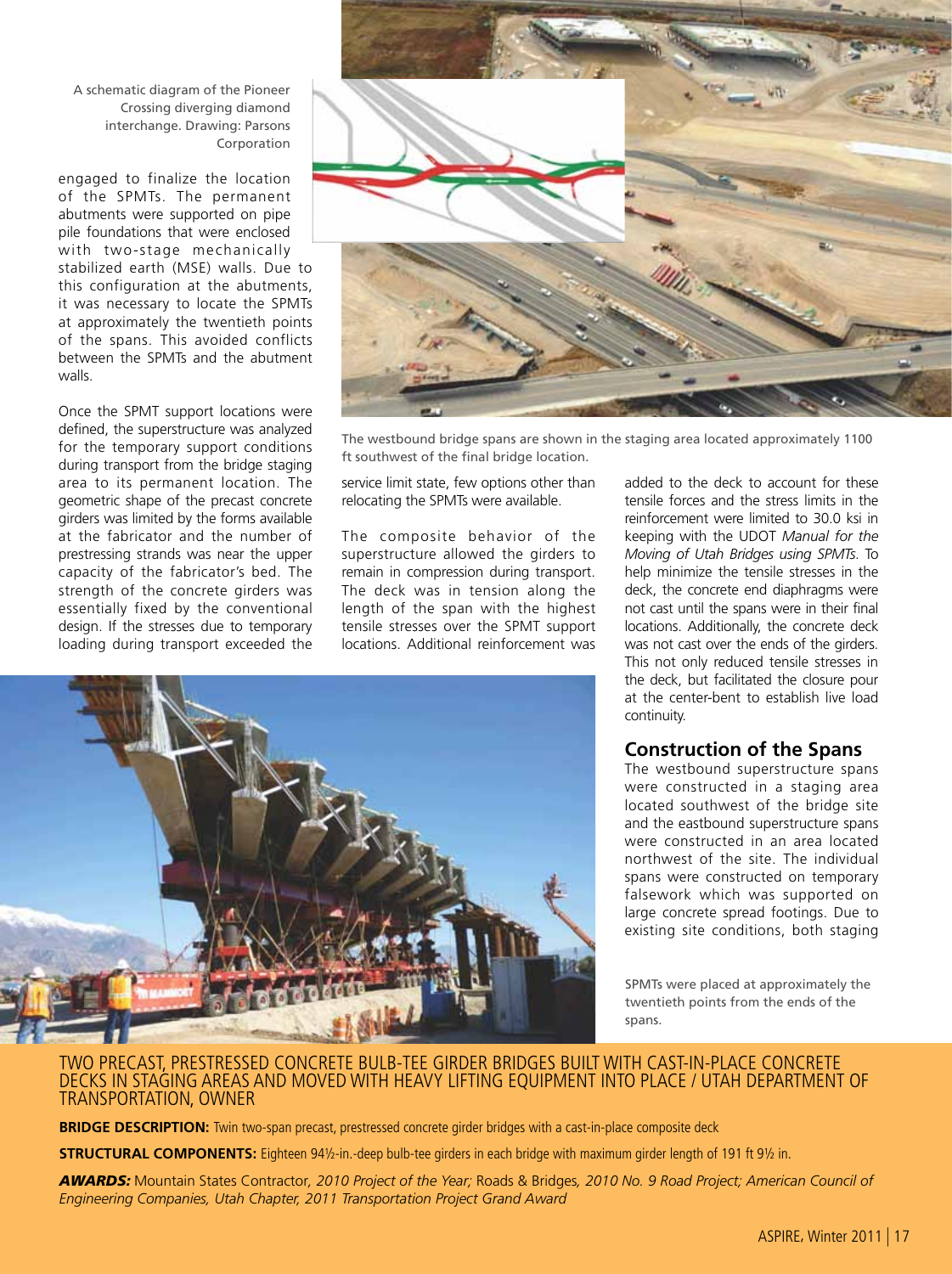A schematic diagram of the Pioneer Crossing diverging diamond interchange. Drawing: Parsons Corporation

engaged to finalize the location of the SPMTs. The permanent abutments were supported on pipe pile foundations that were enclosed with two-stage mechanically stabilized earth (MSE) walls. Due to this configuration at the abutments, it was necessary to locate the SPMTs at approximately the twentieth points of the spans. This avoided conflicts between the SPMTs and the abutment walls.

Once the SPMT support locations were defined, the superstructure was analyzed for the temporary support conditions during transport from the bridge staging area to its permanent location. The geometric shape of the precast concrete girders was limited by the forms available at the fabricator and the number of prestressing strands was near the upper capacity of the fabricator's bed. The strength of the concrete girders was essentially fixed by the conventional design. If the stresses due to temporary loading during transport exceeded the service limit state, few options other than relocating the SPMTs were available.

The composite behavior of the superstructure allowed the girders to remain in compression during transport. The deck was in tension along the length of the span with the highest tensile stresses over the SPMT support locations. Additional reinforcement was added to the deck to account for these tensile forces and the stress limits in the reinforcement were limited to 30.0 ksi in keeping with the UDOT *Manual for the Moving of Utah Bridges using SPMTs*. To help minimize the tensile stresses in the deck, the concrete end diaphragms were not cast until the spans were in their final locations. Additionally, the concrete deck was not cast over the ends of the girders. This not only reduced tensile stresses in the deck, but facilitated the closure pour at the center-bent to establish live load continuity.

The westbound bridge spans are shown in the staging area located approximately 1100 ft southwest of the final bridge location.

## Construction of the Spans

The westbound superstructure spans were constructed in a staging area located southwest of the bridge site and the eastbound superstructure spans were constructed in an area located northwest of the site. The individual spans were constructed on temporary falsework which was supported on large concrete spread footings. Due to existing site conditions, both staging

SPMTs were placed at approximately the twentieth points from the ends of the spans.

TWO PRECAST, PRESTRESSED CONCRETE BULB-TEE GIRDER BRIDGES BUILT WITH CAST-IN-PLACE CONCRETE DECKS IN STAGING AREAS AND MOVED WITH HEAVY LIFTING EQUIPMENT INTO PLACE / UTAH DEPARTMENT OF TRANSPORTATION, OWNER

**BRIDGE DESCRIPTION:** Twin two-span precast, prestressed concrete girder bridges with a cast-in-place composite deck

**STRUCTURAL COMPONENTS:** Eighteen 94½-in.-deep bulb-tee girders in each bridge with maximum girder length of 191 ft 9½ in.

***AWARDS:*** Mountain States Contractor, *2010 Project of the Year;* Roads & Bridges, *2010 No. 9 Road Project; American Council of Engineering Companies, Utah Chapter, 2011 Transportation Project Grand Award*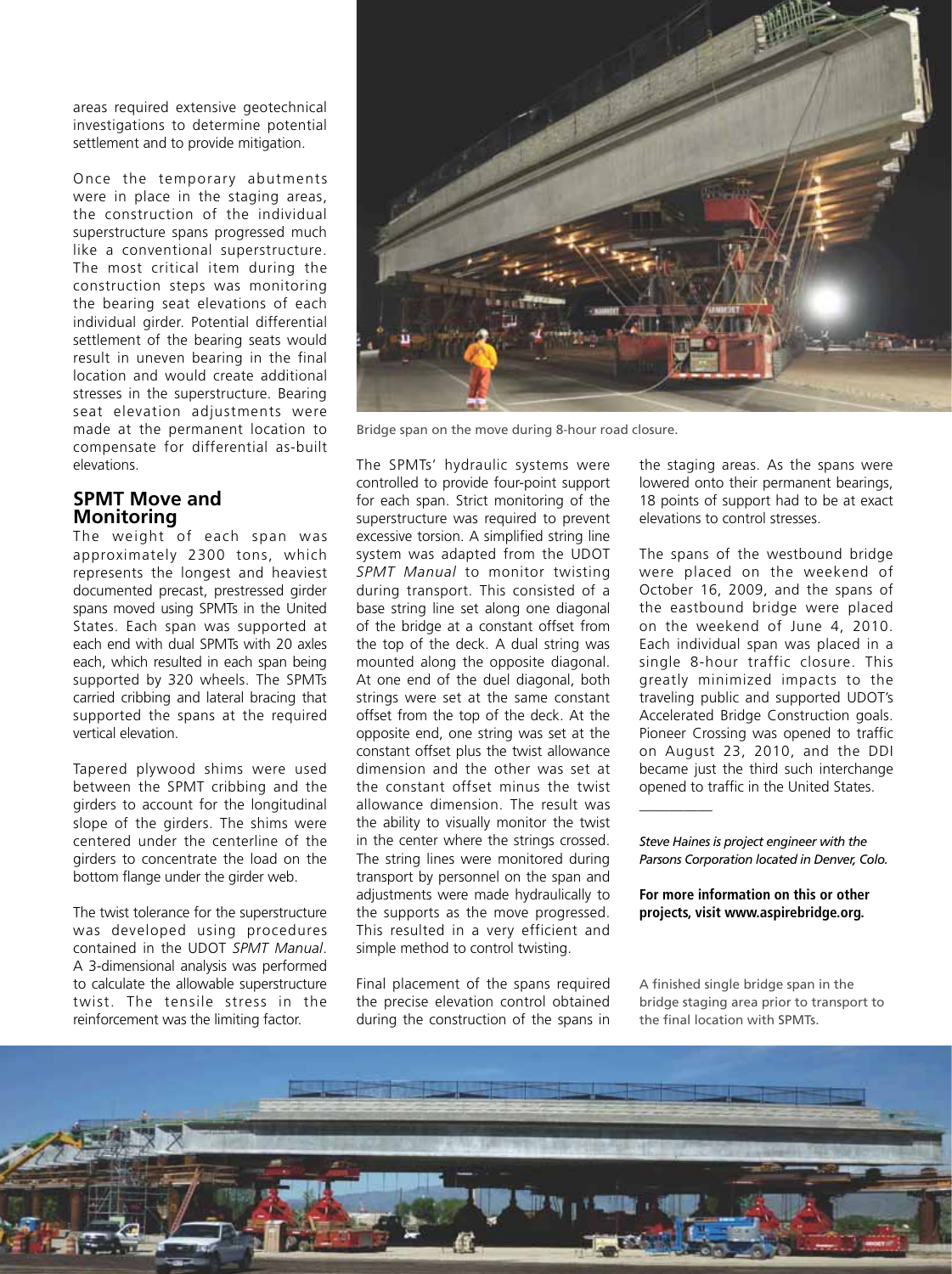areas required extensive geotechnical investigations to determine potential settlement and to provide mitigation.

Once the temporary abutments were in place in the staging areas, the construction of the individual superstructure spans progressed much like a conventional superstructure. The most critical item during the construction steps was monitoring the bearing seat elevations of each individual girder. Potential differential settlement of the bearing seats would result in uneven bearing in the final location and would create additional stresses in the superstructure. Bearing seat elevation adjustments were made at the permanent location to compensate for differential as-built elevations.

## SPMT Move and Monitoring

The weight of each span was approximately 2300 tons, which represents the longest and heaviest documented precast, prestressed girder spans moved using SPMTs in the United States. Each span was supported at each end with dual SPMTs with 20 axles each, which resulted in each span being supported by 320 wheels. The SPMTs carried cribbing and lateral bracing that supported the spans at the required vertical elevation.

Tapered plywood shims were used between the SPMT cribbing and the girders to account for the longitudinal slope of the girders. The shims were centered under the centerline of the girders to concentrate the load on the bottom flange under the girder web.

The twist tolerance for the superstructure was developed using procedures contained in the UDOT *SPMT Manual*. A 3-dimensional analysis was performed to calculate the allowable superstructure twist. The tensile stress in the reinforcement was the limiting factor.

Bridge span on the move during 8-hour road closure.

The SPMTs' hydraulic systems were controlled to provide four-point support for each span. Strict monitoring of the superstructure was required to prevent excessive torsion. A simplified string line system was adapted from the UDOT *SPMT Manual* to monitor twisting during transport. This consisted of a base string line set along one diagonal of the bridge at a constant offset from the top of the deck. A dual string was mounted along the opposite diagonal. At one end of the duel diagonal, both strings were set at the same constant offset from the top of the deck. At the opposite end, one string was set at the constant offset plus the twist allowance dimension and the other was set at the constant offset minus the twist allowance dimension. The result was the ability to visually monitor the twist in the center where the strings crossed. The string lines were monitored during transport by personnel on the span and adjustments were made hydraulically to the supports as the move progressed. This resulted in a very efficient and simple method to control twisting.

Final placement of the spans required the precise elevation control obtained during the construction of the spans in the staging areas. As the spans were lowered onto their permanent bearings, 18 points of support had to be at exact elevations to control stresses.

The spans of the westbound bridge were placed on the weekend of October 16, 2009, and the spans of the eastbound bridge were placed on the weekend of June 4, 2010. Each individual span was placed in a single 8-hour traffic closure. This greatly minimized impacts to the traveling public and supported UDOT's Accelerated Bridge Construction goals. Pioneer Crossing was opened to traffic on August 23, 2010, and the DDI became just the third such interchange opened to traffic in the United States.

__________

*Steve Haines is project engineer with the Parsons Corporation located in Denver, Colo.*

**For more information on this or other projects, visit www.aspirebridge.org.**

A finished single bridge span in the bridge staging area prior to transport to the final location with SPMTs.